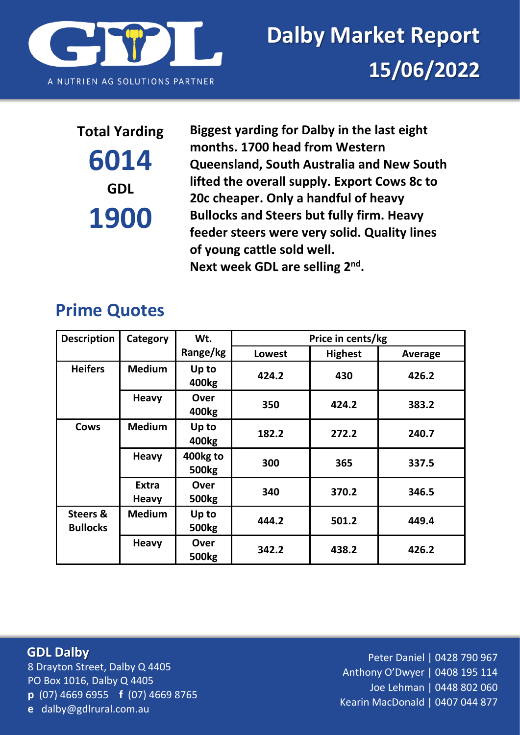GDL

A NUTRIEN AG SOLUTIONS PARTNER

# Dalby Market Report 15/06/2022

**Total Yarding**
**6014**
**GDL**
**1900**

**Biggest yarding for Dalby in the last eight months. 1700 head from Western Queensland, South Australia and New South lifted the overall supply. Export Cows 8c to 20c cheaper. Only a handful of heavy Bullocks and Steers but fully firm. Heavy feeder steers were very solid. Quality lines of young cattle sold well.**
**Next week GDL are selling 2nd.**

## Prime Quotes

| Description | Category | Wt. Range/kg | Price in cents/kg | | |
|---|---|---|---|---|---|
| | | | Lowest | Highest | Average |
| Heifers | Medium | Up to 400kg | 424.2 | 430 | 426.2 |
| | Heavy | Over 400kg | 350 | 424.2 | 383.2 |
| Cows | Medium | Up to 400kg | 182.2 | 272.2 | 240.7 |
| | Heavy | 400kg to 500kg | 300 | 365 | 337.5 |
| | Extra Heavy | Over 500kg | 340 | 370.2 | 346.5 |
| Steers & Bullocks | Medium | Up to 500kg | 444.2 | 501.2 | 449.4 |
| | Heavy | Over 500kg | 342.2 | 438.2 | 426.2 |

**GDL Dalby**
8 Drayton Street, Dalby Q 4405
PO Box 1016, Dalby Q 4405
**p** (07) 4669 6955 **f** (07) 4669 8765
**e** dalby@gdlrural.com.au

Peter Daniel | 0428 790 967
Anthony O'Dwyer | 0408 195 114
Joe Lehman | 0448 802 060
Kearin MacDonald | 0407 044 877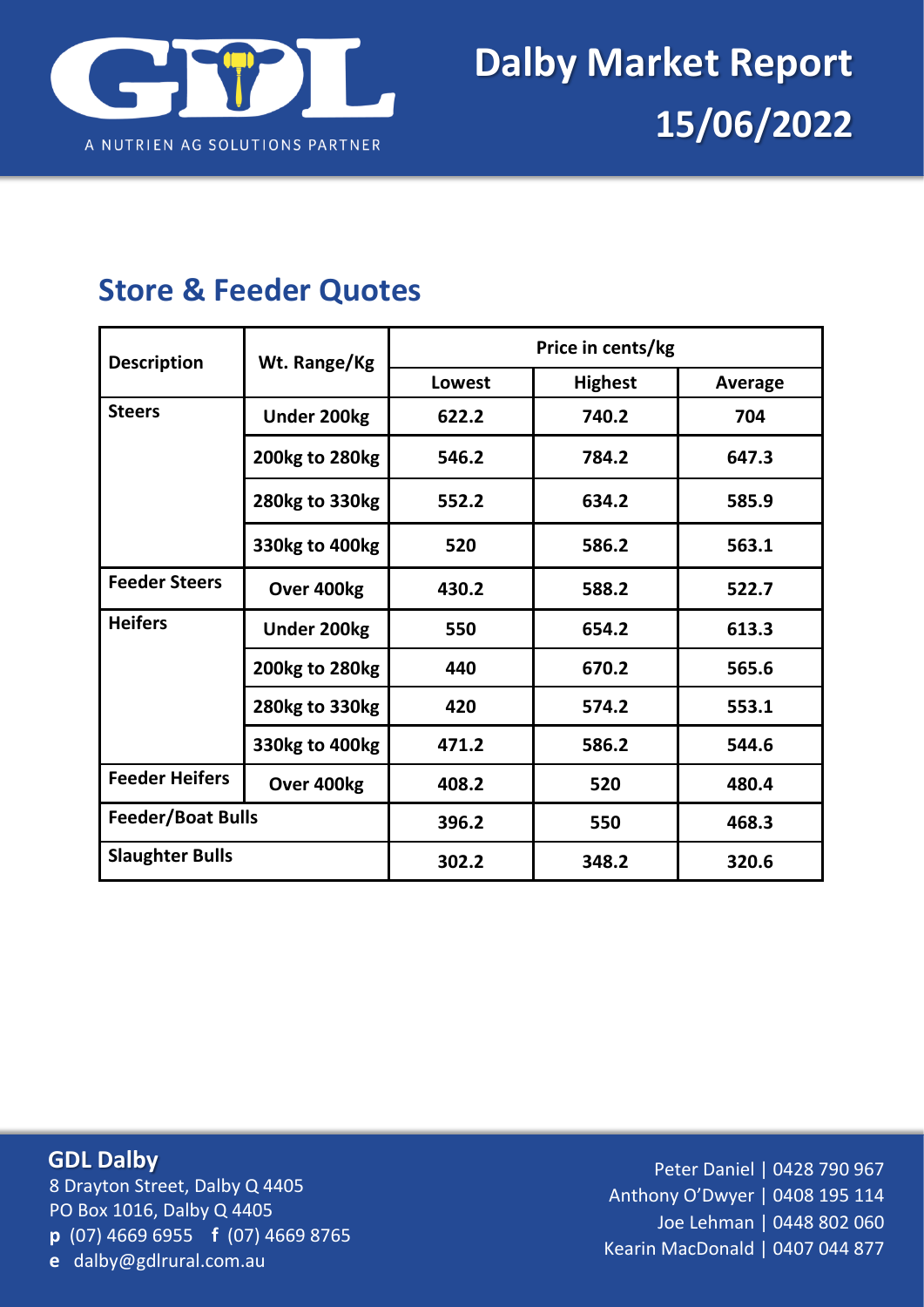# Dalby Market Report

# 15/06/2022

## Store & Feeder Quotes

| Description | Wt. Range/Kg | Price in cents/kg | | |
|---|---|---|---|---|
| | | Lowest | Highest | Average |
| **Steers** | Under 200kg | 622.2 | 740.2 | 704 |
| | 200kg to 280kg | 546.2 | 784.2 | 647.3 |
| | 280kg to 330kg | 552.2 | 634.2 | 585.9 |
| | 330kg to 400kg | 520 | 586.2 | 563.1 |
| **Feeder Steers** | Over 400kg | 430.2 | 588.2 | 522.7 |
| **Heifers** | Under 200kg | 550 | 654.2 | 613.3 |
| | 200kg to 280kg | 440 | 670.2 | 565.6 |
| | 280kg to 330kg | 420 | 574.2 | 553.1 |
| | 330kg to 400kg | 471.2 | 586.2 | 544.6 |
| **Feeder Heifers** | Over 400kg | 408.2 | 520 | 480.4 |
| **Feeder/Boat Bulls** | | 396.2 | 550 | 468.3 |
| **Slaughter Bulls** | | 302.2 | 348.2 | 320.6 |

**GDL Dalby**
8 Drayton Street, Dalby Q 4405
PO Box 1016, Dalby Q 4405
**p** (07) 4669 6955 **f** (07) 4669 8765
**e** dalby@gdlrural.com.au

Peter Daniel | 0428 790 967
Anthony O'Dwyer | 0408 195 114
Joe Lehman | 0448 802 060
Kearin MacDonald | 0407 044 877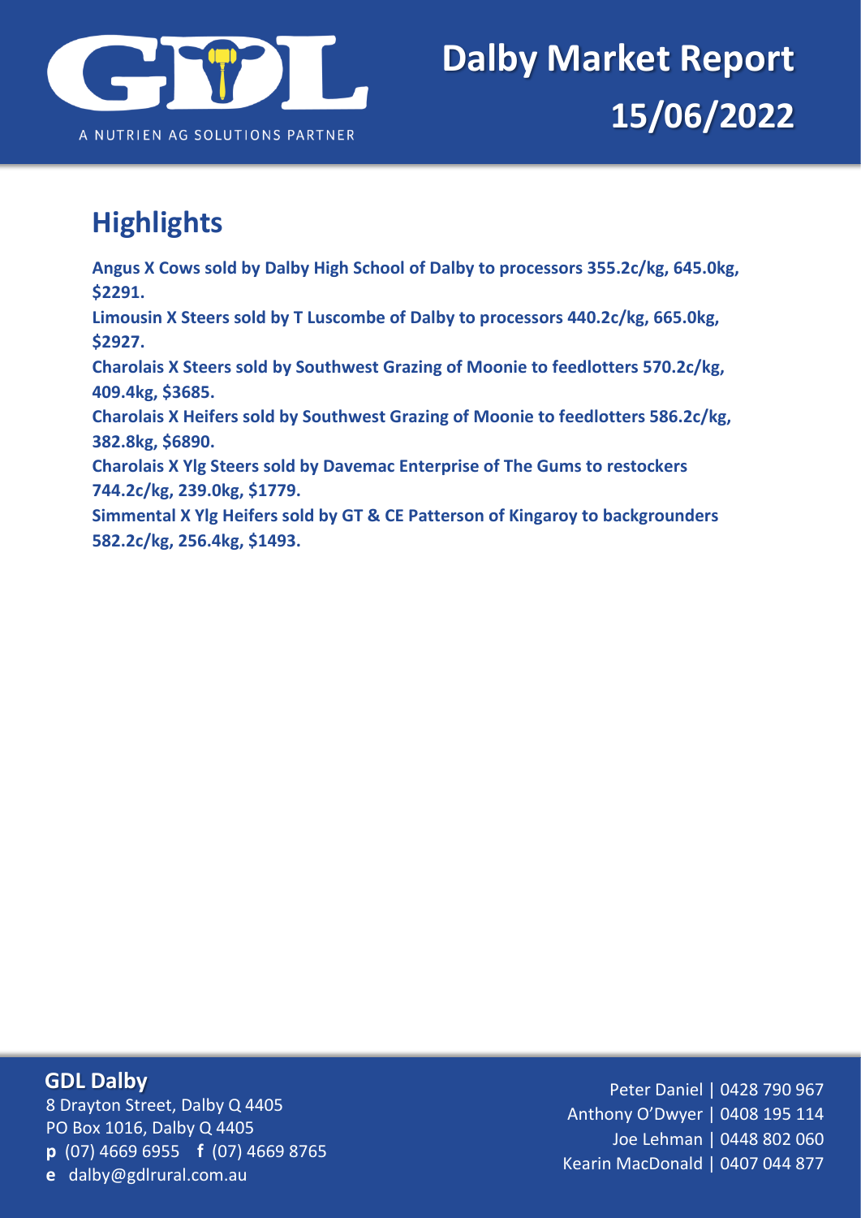# Dalby Market Report 15/06/2022

A NUTRIEN AG SOLUTIONS PARTNER

## Highlights

**Angus X Cows sold by Dalby High School of Dalby to processors 355.2c/kg, 645.0kg, $2291.**

**Limousin X Steers sold by T Luscombe of Dalby to processors 440.2c/kg, 665.0kg, $2927.**

**Charolais X Steers sold by Southwest Grazing of Moonie to feedlotters 570.2c/kg, 409.4kg, $3685.**

**Charolais X Heifers sold by Southwest Grazing of Moonie to feedlotters 586.2c/kg, 382.8kg, $6890.**

**Charolais X Ylg Steers sold by Davemac Enterprise of The Gums to restockers 744.2c/kg, 239.0kg, $1779.**

**Simmental X Ylg Heifers sold by GT & CE Patterson of Kingaroy to backgrounders 582.2c/kg, 256.4kg, $1493.**

**GDL Dalby**
8 Drayton Street, Dalby Q 4405
PO Box 1016, Dalby Q 4405
**p** (07) 4669 6955 **f** (07) 4669 8765
**e** dalby@gdlrural.com.au

Peter Daniel | 0428 790 967
Anthony O'Dwyer | 0408 195 114
Joe Lehman | 0448 802 060
Kearin MacDonald | 0407 044 877